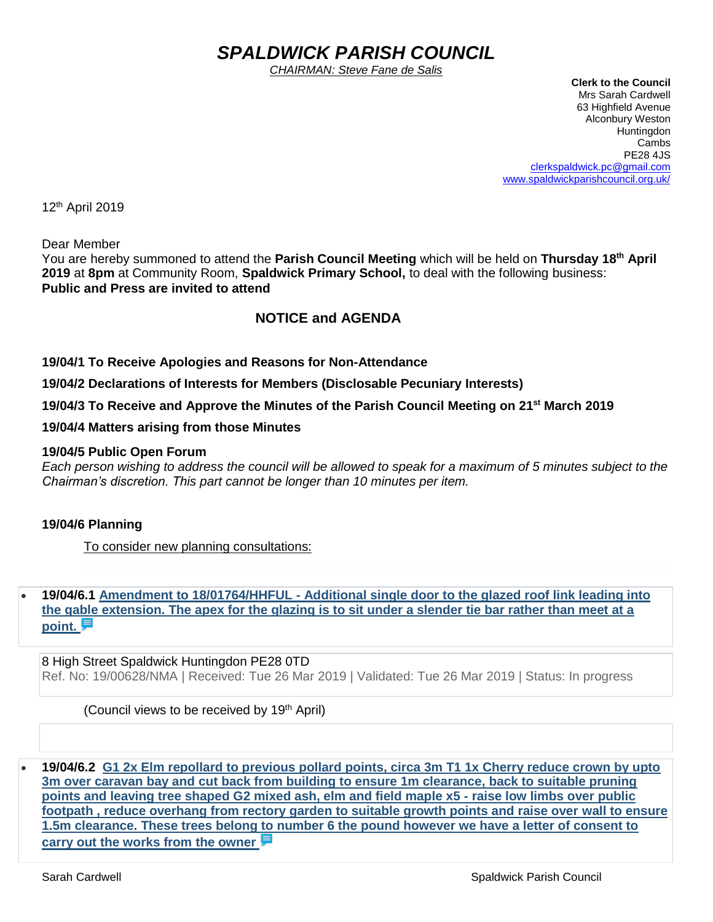# *SPALDWICK PARISH COUNCIL*

*CHAIRMAN: Steve Fane de Salis*

**Clerk to the Council**
Mrs Sarah Cardwell
63 Highfield Avenue
Alconbury Weston
Huntingdon
Cambs
PE28 4JS
clerkspaldwick.pc@gmail.com
www.spaldwickparishcouncil.org.uk/

12th April 2019

Dear Member
You are hereby summoned to attend the **Parish Council Meeting** which will be held on **Thursday 18th April 2019** at **8pm** at Community Room, **Spaldwick Primary School,** to deal with the following business:
**Public and Press are invited to attend**

## NOTICE and AGENDA

**19/04/1 To Receive Apologies and Reasons for Non-Attendance**

**19/04/2 Declarations of Interests for Members (Disclosable Pecuniary Interests)**

**19/04/3 To Receive and Approve the Minutes of the Parish Council Meeting on 21st March 2019**

**19/04/4 Matters arising from those Minutes**

**19/04/5 Public Open Forum**
*Each person wishing to address the council will be allowed to speak for a maximum of 5 minutes subject to the Chairman's discretion. This part cannot be longer than 10 minutes per item.*

**19/04/6 Planning**

To consider new planning consultations:

- **19/04/6.1 Amendment to 18/01764/HHFUL - Additional single door to the glazed roof link leading into the gable extension. The apex for the glazing is to sit under a slender tie bar rather than meet at a point.**

8 High Street Spaldwick Huntingdon PE28 0TD
Ref. No: 19/00628/NMA | Received: Tue 26 Mar 2019 | Validated: Tue 26 Mar 2019 | Status: In progress

(Council views to be received by 19th April)

- **19/04/6.2 G1 2x Elm repollard to previous pollard points, circa 3m T1 1x Cherry reduce crown by upto 3m over caravan bay and cut back from building to ensure 1m clearance, back to suitable pruning points and leaving tree shaped G2 mixed ash, elm and field maple x5 - raise low limbs over public footpath , reduce overhang from rectory garden to suitable growth points and raise over wall to ensure 1.5m clearance. These trees belong to number 6 the pound however we have a letter of consent to carry out the works from the owner**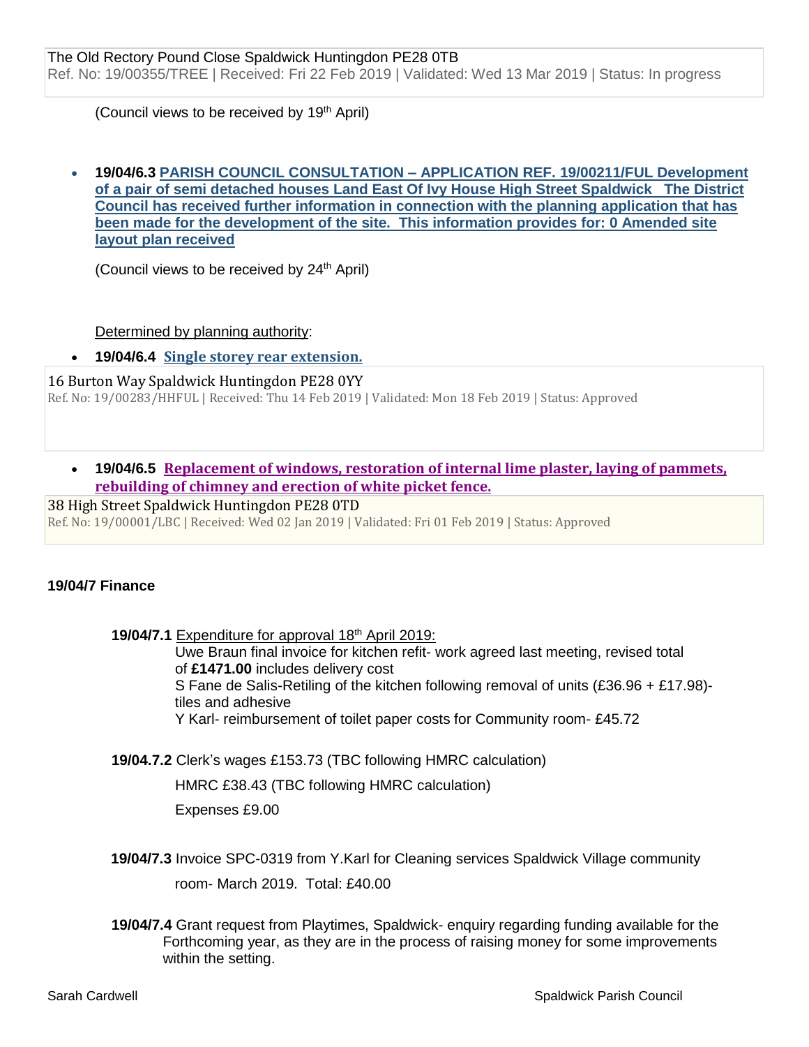The Old Rectory Pound Close Spaldwick Huntingdon PE28 0TB
Ref. No: 19/00355/TREE | Received: Fri 22 Feb 2019 | Validated: Wed 13 Mar 2019 | Status: In progress

(Council views to be received by 19th April)

- **19/04/6.3** **PARISH COUNCIL CONSULTATION – APPLICATION REF. 19/00211/FUL Development of a pair of semi detached houses Land East Of Ivy House High Street Spaldwick The District Council has received further information in connection with the planning application that has been made for the development of the site. This information provides for: 0 Amended site layout plan received**

(Council views to be received by 24th April)

Determined by planning authority:

- **19/04/6.4** **Single storey rear extension.**

16 Burton Way Spaldwick Huntingdon PE28 0YY
Ref. No: 19/00283/HHFUL | Received: Thu 14 Feb 2019 | Validated: Mon 18 Feb 2019 | Status: Approved

- **19/04/6.5** **Replacement of windows, restoration of internal lime plaster, laying of pammets, rebuilding of chimney and erection of white picket fence.**

38 High Street Spaldwick Huntingdon PE28 0TD
Ref. No: 19/00001/LBC | Received: Wed 02 Jan 2019 | Validated: Fri 01 Feb 2019 | Status: Approved

## 19/04/7 Finance

**19/04/7.1** Expenditure for approval 18th April 2019:
Uwe Braun final invoice for kitchen refit- work agreed last meeting, revised total of **£1471.00** includes delivery cost
S Fane de Salis-Retiling of the kitchen following removal of units (£36.96 + £17.98)- tiles and adhesive
Y Karl- reimbursement of toilet paper costs for Community room- £45.72

**19/04.7.2** Clerk's wages £153.73 (TBC following HMRC calculation)

HMRC £38.43 (TBC following HMRC calculation)

Expenses £9.00

**19/04/7.3** Invoice SPC-0319 from Y.Karl for Cleaning services Spaldwick Village community room- March 2019. Total: £40.00

**19/04/7.4** Grant request from Playtimes, Spaldwick- enquiry regarding funding available for the Forthcoming year, as they are in the process of raising money for some improvements within the setting.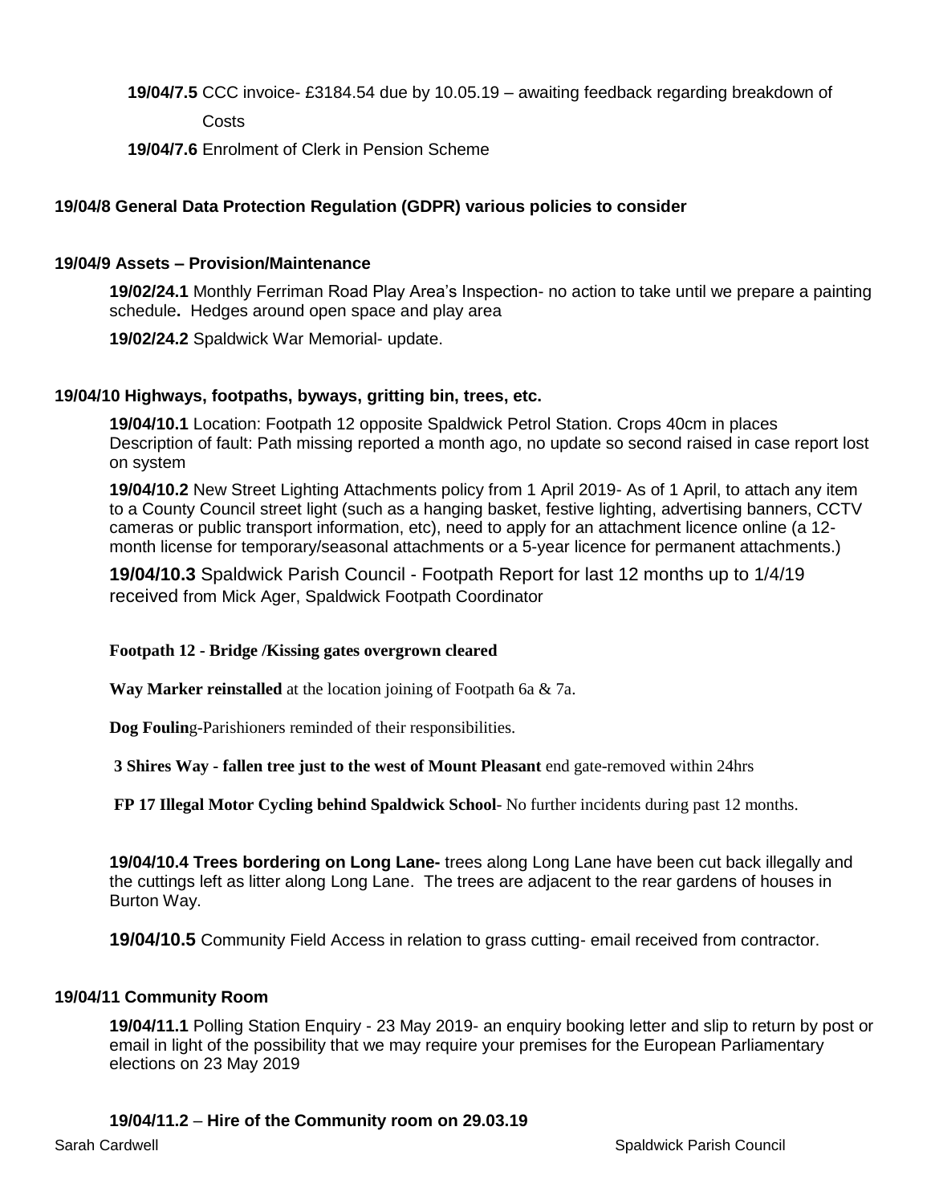**19/04/7.5** CCC invoice- £3184.54 due by 10.05.19 – awaiting feedback regarding breakdown of Costs

**19/04/7.6** Enrolment of Clerk in Pension Scheme

**19/04/8 General Data Protection Regulation (GDPR) various policies to consider**

**19/04/9 Assets – Provision/Maintenance**

**19/02/24.1** Monthly Ferriman Road Play Area's Inspection- no action to take until we prepare a painting schedule**.** Hedges around open space and play area

**19/02/24.2** Spaldwick War Memorial- update.

**19/04/10 Highways, footpaths, byways, gritting bin, trees, etc.**

**19/04/10.1** Location: Footpath 12 opposite Spaldwick Petrol Station. Crops 40cm in places Description of fault: Path missing reported a month ago, no update so second raised in case report lost on system

**19/04/10.2** New Street Lighting Attachments policy from 1 April 2019- As of 1 April, to attach any item to a County Council street light (such as a hanging basket, festive lighting, advertising banners, CCTV cameras or public transport information, etc), need to apply for an attachment licence online (a 12-month license for temporary/seasonal attachments or a 5-year licence for permanent attachments.)

**19/04/10.3** Spaldwick Parish Council - Footpath Report for last 12 months up to 1/4/19 received from Mick Ager, Spaldwick Footpath Coordinator

**Footpath 12 - Bridge /Kissing gates overgrown cleared**

**Way Marker reinstalled** at the location joining of Footpath 6a & 7a.

**Dog Foulin**g-Parishioners reminded of their responsibilities.

**3 Shires Way - fallen tree just to the west of Mount Pleasant** end gate-removed within 24hrs

**FP 17 Illegal Motor Cycling behind Spaldwick School**- No further incidents during past 12 months.

**19/04/10.4 Trees bordering on Long Lane-** trees along Long Lane have been cut back illegally and the cuttings left as litter along Long Lane. The trees are adjacent to the rear gardens of houses in Burton Way.

**19/04/10.5** Community Field Access in relation to grass cutting- email received from contractor.

**19/04/11 Community Room**

**19/04/11.1** Polling Station Enquiry - 23 May 2019- an enquiry booking letter and slip to return by post or email in light of the possibility that we may require your premises for the European Parliamentary elections on 23 May 2019

**19/04/11.2** – **Hire of the Community room on 29.03.19**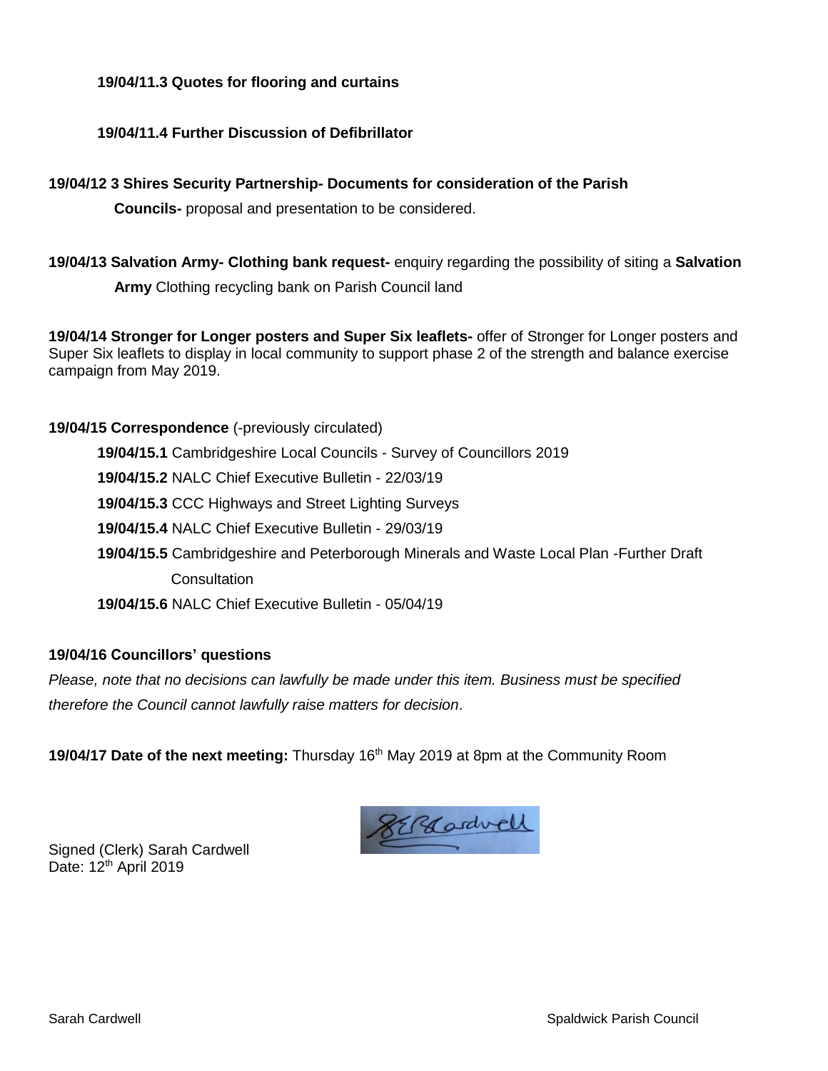**19/04/11.3 Quotes for flooring and curtains**

**19/04/11.4 Further Discussion of Defibrillator**

**19/04/12 3 Shires Security Partnership- Documents for consideration of the Parish Councils-** proposal and presentation to be considered.

**19/04/13 Salvation Army- Clothing bank request-** enquiry regarding the possibility of siting a **Salvation Army** Clothing recycling bank on Parish Council land

**19/04/14 Stronger for Longer posters and Super Six leaflets-** offer of Stronger for Longer posters and Super Six leaflets to display in local community to support phase 2 of the strength and balance exercise campaign from May 2019.

**19/04/15 Correspondence** (-previously circulated)

**19/04/15.1** Cambridgeshire Local Councils - Survey of Councillors 2019

**19/04/15.2** NALC Chief Executive Bulletin - 22/03/19

**19/04/15.3** CCC Highways and Street Lighting Surveys

**19/04/15.4** NALC Chief Executive Bulletin - 29/03/19

**19/04/15.5** Cambridgeshire and Peterborough Minerals and Waste Local Plan -Further Draft Consultation

**19/04/15.6** NALC Chief Executive Bulletin - 05/04/19

**19/04/16 Councillors' questions**

*Please, note that no decisions can lawfully be made under this item. Business must be specified therefore the Council cannot lawfully raise matters for decision*.

**19/04/17 Date of the next meeting:** Thursday 16th May 2019 at 8pm at the Community Room

Signed (Clerk) Sarah Cardwell
Date: 12th April 2019